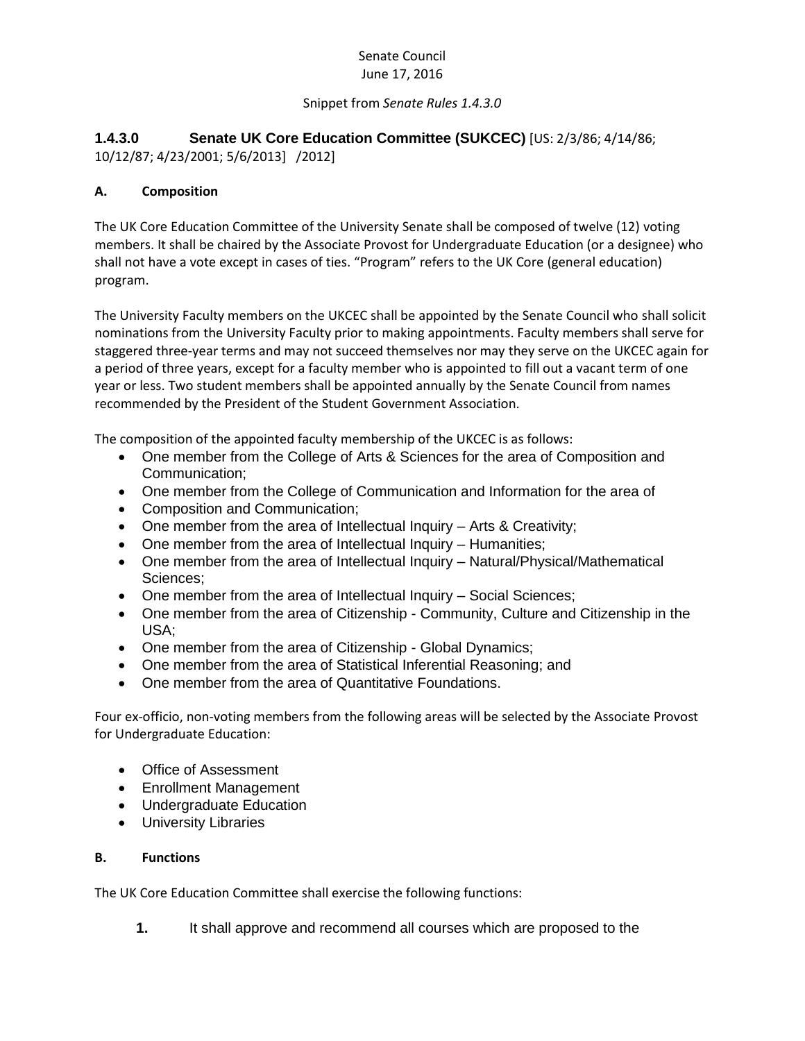Senate Council
June 17, 2016

Snippet from *Senate Rules 1.4.3.0*

## 1.4.3.0 Senate UK Core Education Committee (SUKCEC) [US: 2/3/86; 4/14/86; 10/12/87; 4/23/2001; 5/6/2013] /2012]

### A. Composition

The UK Core Education Committee of the University Senate shall be composed of twelve (12) voting members. It shall be chaired by the Associate Provost for Undergraduate Education (or a designee) who shall not have a vote except in cases of ties. "Program" refers to the UK Core (general education) program.

The University Faculty members on the UKCEC shall be appointed by the Senate Council who shall solicit nominations from the University Faculty prior to making appointments. Faculty members shall serve for staggered three-year terms and may not succeed themselves nor may they serve on the UKCEC again for a period of three years, except for a faculty member who is appointed to fill out a vacant term of one year or less. Two student members shall be appointed annually by the Senate Council from names recommended by the President of the Student Government Association.

The composition of the appointed faculty membership of the UKCEC is as follows:

- One member from the College of Arts & Sciences for the area of Composition and Communication;
- One member from the College of Communication and Information for the area of
- Composition and Communication;
- One member from the area of Intellectual Inquiry – Arts & Creativity;
- One member from the area of Intellectual Inquiry – Humanities;
- One member from the area of Intellectual Inquiry – Natural/Physical/Mathematical Sciences;
- One member from the area of Intellectual Inquiry – Social Sciences;
- One member from the area of Citizenship - Community, Culture and Citizenship in the USA;
- One member from the area of Citizenship - Global Dynamics;
- One member from the area of Statistical Inferential Reasoning; and
- One member from the area of Quantitative Foundations.

Four ex-officio, non-voting members from the following areas will be selected by the Associate Provost for Undergraduate Education:

- Office of Assessment
- Enrollment Management
- Undergraduate Education
- University Libraries

### B. Functions

The UK Core Education Committee shall exercise the following functions:

1. It shall approve and recommend all courses which are proposed to the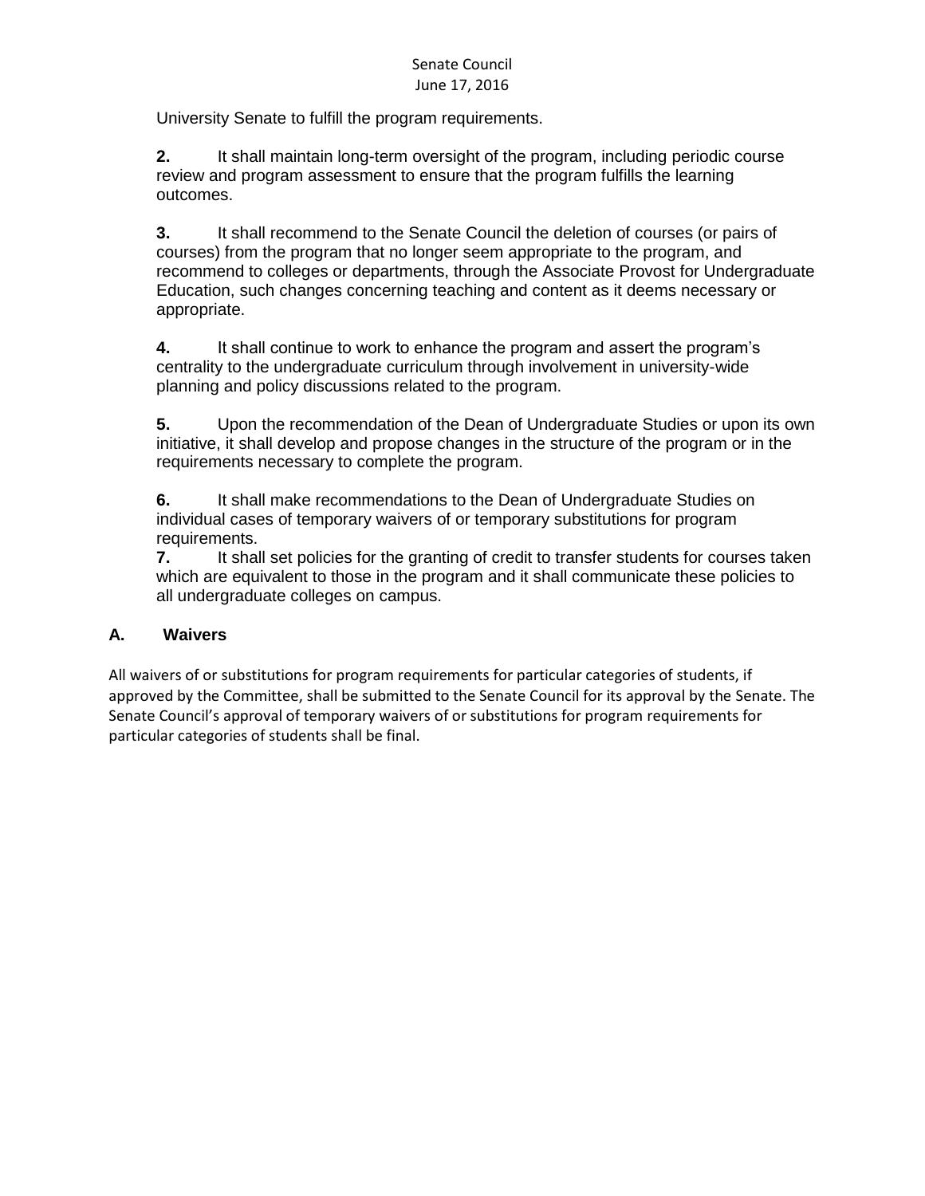University Senate to fulfill the program requirements.

**2.** It shall maintain long-term oversight of the program, including periodic course review and program assessment to ensure that the program fulfills the learning outcomes.

**3.** It shall recommend to the Senate Council the deletion of courses (or pairs of courses) from the program that no longer seem appropriate to the program, and recommend to colleges or departments, through the Associate Provost for Undergraduate Education, such changes concerning teaching and content as it deems necessary or appropriate.

**4.** It shall continue to work to enhance the program and assert the program's centrality to the undergraduate curriculum through involvement in university-wide planning and policy discussions related to the program.

**5.** Upon the recommendation of the Dean of Undergraduate Studies or upon its own initiative, it shall develop and propose changes in the structure of the program or in the requirements necessary to complete the program.

**6.** It shall make recommendations to the Dean of Undergraduate Studies on individual cases of temporary waivers of or temporary substitutions for program requirements.

**7.** It shall set policies for the granting of credit to transfer students for courses taken which are equivalent to those in the program and it shall communicate these policies to all undergraduate colleges on campus.

### A. Waivers

All waivers of or substitutions for program requirements for particular categories of students, if approved by the Committee, shall be submitted to the Senate Council for its approval by the Senate. The Senate Council's approval of temporary waivers of or substitutions for program requirements for particular categories of students shall be final.